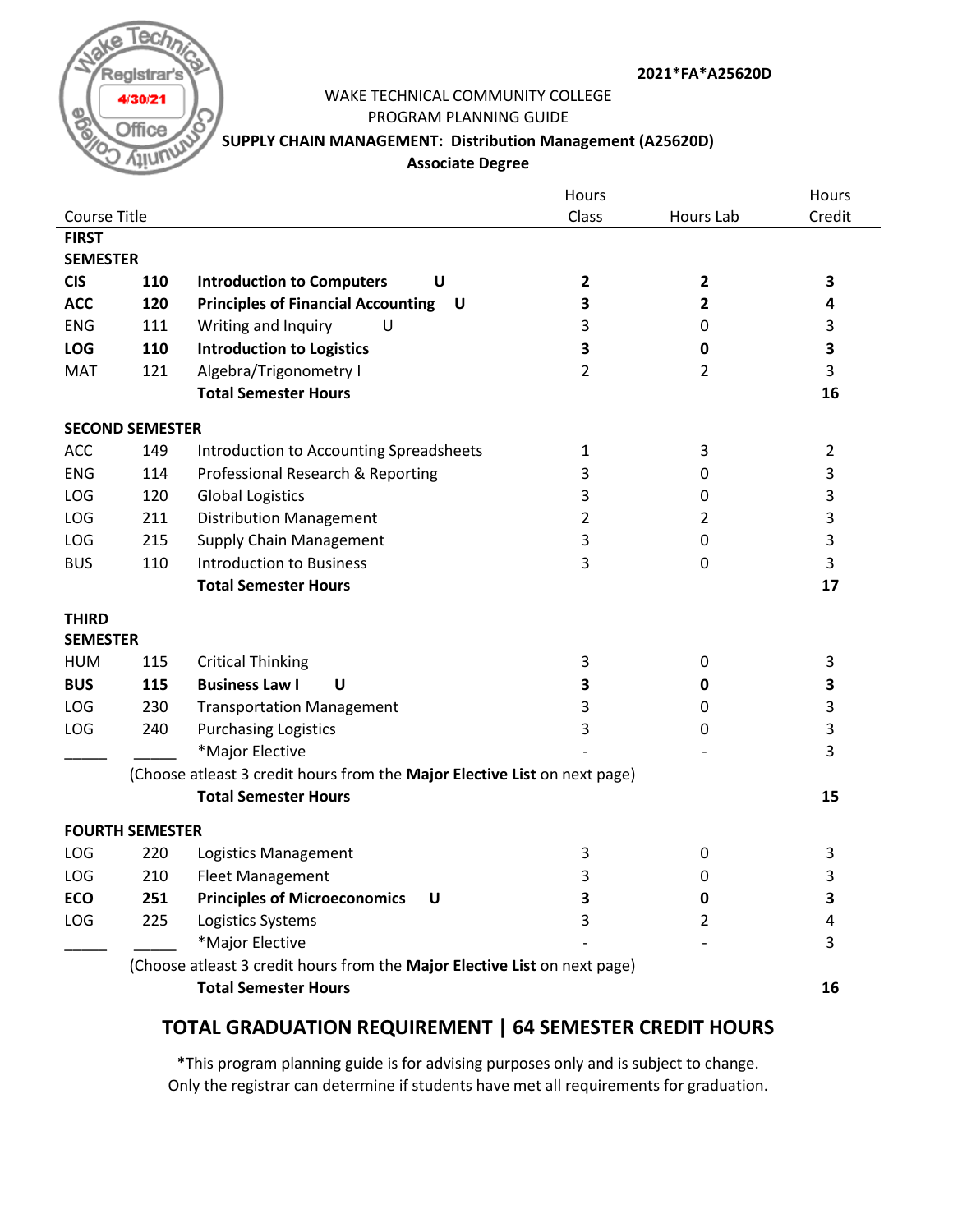Wake Technical Community College Registrar's Office 4/30/21

**2021*FA*A25620D**

WAKE TECHNICAL COMMUNITY COLLEGE
PROGRAM PLANNING GUIDE

**SUPPLY CHAIN MANAGEMENT: Distribution Management (A25620D)**

**Associate Degree**

| Course Title | | | Hours Class | Hours Lab | Hours Credit |
|---|---|---|---|---|---|
| **FIRST SEMESTER** | | | | | |
| **CIS** | **110** | **Introduction to Computers U** | **2** | **2** | **3** |
| **ACC** | **120** | **Principles of Financial Accounting U** | **3** | **2** | **4** |
| ENG | 111 | Writing and Inquiry U | 3 | 0 | 3 |
| **LOG** | **110** | **Introduction to Logistics** | **3** | **0** | **3** |
| MAT | 121 | Algebra/Trigonometry I | 2 | 2 | 3 |
| | | **Total Semester Hours** | | | **16** |
| **SECOND SEMESTER** | | | | | |
| ACC | 149 | Introduction to Accounting Spreadsheets | 1 | 3 | 2 |
| ENG | 114 | Professional Research & Reporting | 3 | 0 | 3 |
| LOG | 120 | Global Logistics | 3 | 0 | 3 |
| LOG | 211 | Distribution Management | 2 | 2 | 3 |
| LOG | 215 | Supply Chain Management | 3 | 0 | 3 |
| BUS | 110 | Introduction to Business | 3 | 0 | 3 |
| | | **Total Semester Hours** | | | **17** |
| **THIRD SEMESTER** | | | | | |
| HUM | 115 | Critical Thinking | 3 | 0 | 3 |
| **BUS** | **115** | **Business Law I U** | **3** | **0** | **3** |
| LOG | 230 | Transportation Management | 3 | 0 | 3 |
| LOG | 240 | Purchasing Logistics | 3 | 0 | 3 |
| _____ | _____ | *Major Elective | - | - | 3 |
| | | (Choose atleast 3 credit hours from the **Major Elective List** on next page) | | | |
| | | **Total Semester Hours** | | | **15** |
| **FOURTH SEMESTER** | | | | | |
| LOG | 220 | Logistics Management | 3 | 0 | 3 |
| LOG | 210 | Fleet Management | 3 | 0 | 3 |
| **ECO** | **251** | **Principles of Microeconomics U** | **3** | **0** | **3** |
| LOG | 225 | Logistics Systems | 3 | 2 | 4 |
| _____ | _____ | *Major Elective | - | - | 3 |
| | | (Choose atleast 3 credit hours from the **Major Elective List** on next page) | | | |
| | | **Total Semester Hours** | | | **16** |

## TOTAL GRADUATION REQUIREMENT | 64 SEMESTER CREDIT HOURS

*This program planning guide is for advising purposes only and is subject to change.
Only the registrar can determine if students have met all requirements for graduation.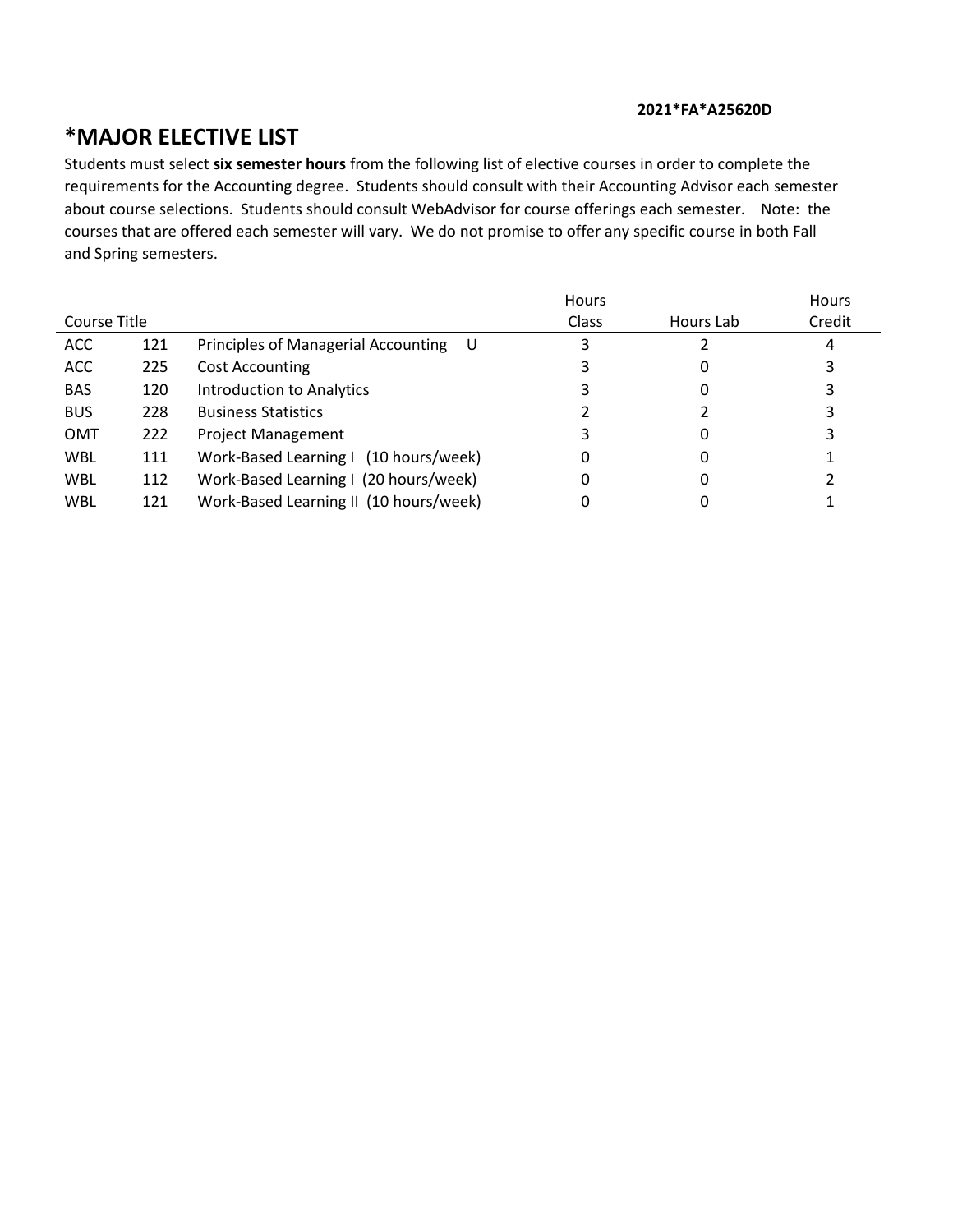**2021*FA*A25620D**

# *MAJOR ELECTIVE LIST

Students must select **six semester hours** from the following list of elective courses in order to complete the requirements for the Accounting degree. Students should consult with their Accounting Advisor each semester about course selections. Students should consult WebAdvisor for course offerings each semester. Note: the courses that are offered each semester will vary. We do not promise to offer any specific course in both Fall and Spring semesters.

| Course Title | | | Hours Class | Hours Lab | Hours Credit |
|---|---|---|---|---|---|
| ACC | 121 | Principles of Managerial Accounting U | 3 | 2 | 4 |
| ACC | 225 | Cost Accounting | 3 | 0 | 3 |
| BAS | 120 | Introduction to Analytics | 3 | 0 | 3 |
| BUS | 228 | Business Statistics | 2 | 2 | 3 |
| OMT | 222 | Project Management | 3 | 0 | 3 |
| WBL | 111 | Work-Based Learning I (10 hours/week) | 0 | 0 | 1 |
| WBL | 112 | Work-Based Learning I (20 hours/week) | 0 | 0 | 2 |
| WBL | 121 | Work-Based Learning II (10 hours/week) | 0 | 0 | 1 |